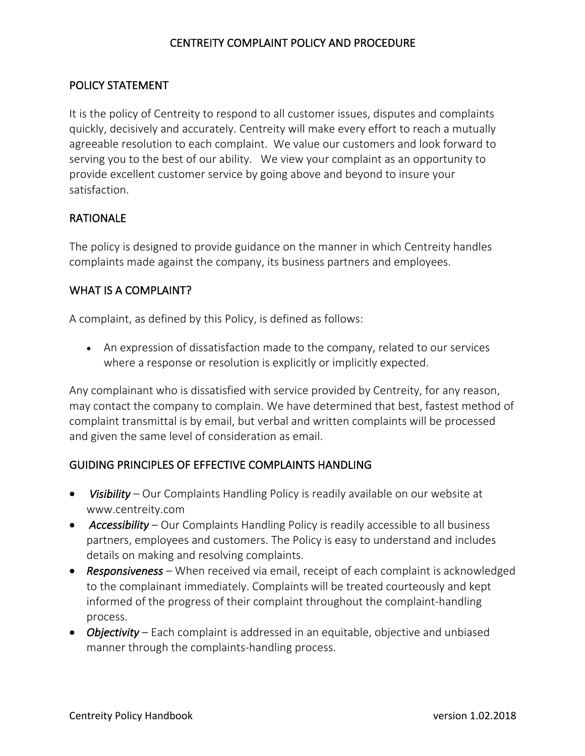# CENTREITY COMPLAINT POLICY AND PROCEDURE

## POLICY STATEMENT

It is the policy of Centreity to respond to all customer issues, disputes and complaints quickly, decisively and accurately. Centreity will make every effort to reach a mutually agreeable resolution to each complaint. We value our customers and look forward to serving you to the best of our ability. We view your complaint as an opportunity to provide excellent customer service by going above and beyond to insure your satisfaction.

## RATIONALE

The policy is designed to provide guidance on the manner in which Centreity handles complaints made against the company, its business partners and employees.

## WHAT IS A COMPLAINT?

A complaint, as defined by this Policy, is defined as follows:

- An expression of dissatisfaction made to the company, related to our services where a response or resolution is explicitly or implicitly expected.

Any complainant who is dissatisfied with service provided by Centreity, for any reason, may contact the company to complain. We have determined that best, fastest method of complaint transmittal is by email, but verbal and written complaints will be processed and given the same level of consideration as email.

## GUIDING PRINCIPLES OF EFFECTIVE COMPLAINTS HANDLING

- ***Visibility*** – Our Complaints Handling Policy is readily available on our website at www.centreity.com
- ***Accessibility*** – Our Complaints Handling Policy is readily accessible to all business partners, employees and customers. The Policy is easy to understand and includes details on making and resolving complaints.
- ***Responsiveness*** – When received via email, receipt of each complaint is acknowledged to the complainant immediately. Complaints will be treated courteously and kept informed of the progress of their complaint throughout the complaint-handling process.
- ***Objectivity*** – Each complaint is addressed in an equitable, objective and unbiased manner through the complaints-handling process.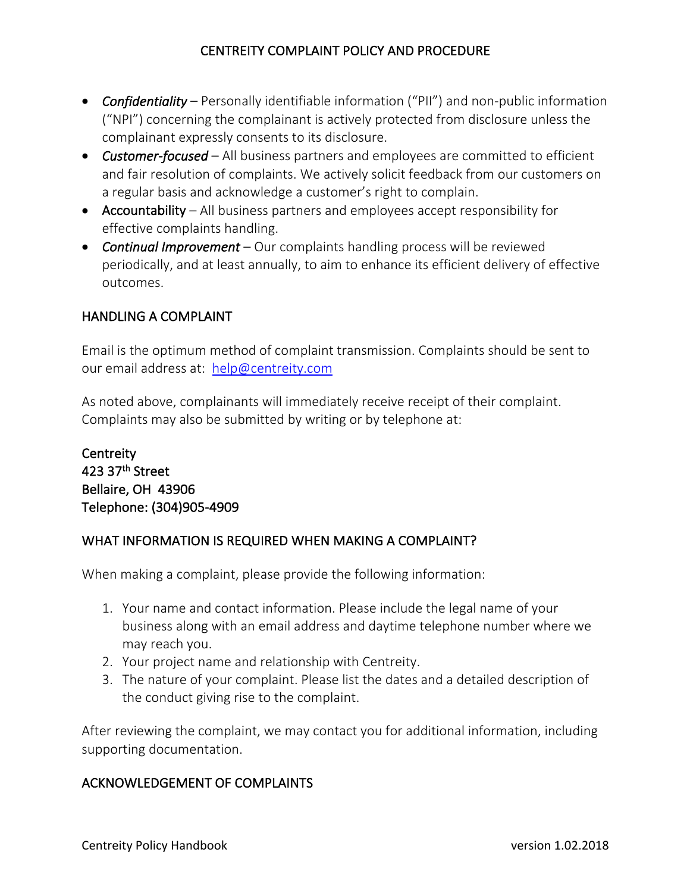- *Confidentiality* – Personally identifiable information ("PII") and non-public information ("NPI") concerning the complainant is actively protected from disclosure unless the complainant expressly consents to its disclosure.
- *Customer-focused* – All business partners and employees are committed to efficient and fair resolution of complaints. We actively solicit feedback from our customers on a regular basis and acknowledge a customer's right to complain.
- Accountability – All business partners and employees accept responsibility for effective complaints handling.
- *Continual Improvement* – Our complaints handling process will be reviewed periodically, and at least annually, to aim to enhance its efficient delivery of effective outcomes.

## HANDLING A COMPLAINT

Email is the optimum method of complaint transmission. Complaints should be sent to our email address at: help@centreity.com

As noted above, complainants will immediately receive receipt of their complaint. Complaints may also be submitted by writing or by telephone at:

Centreity
423 37th Street
Bellaire, OH 43906
Telephone: (304)905-4909

## WHAT INFORMATION IS REQUIRED WHEN MAKING A COMPLAINT?

When making a complaint, please provide the following information:

1. Your name and contact information. Please include the legal name of your business along with an email address and daytime telephone number where we may reach you.
2. Your project name and relationship with Centreity.
3. The nature of your complaint. Please list the dates and a detailed description of the conduct giving rise to the complaint.

After reviewing the complaint, we may contact you for additional information, including supporting documentation.

## ACKNOWLEDGEMENT OF COMPLAINTS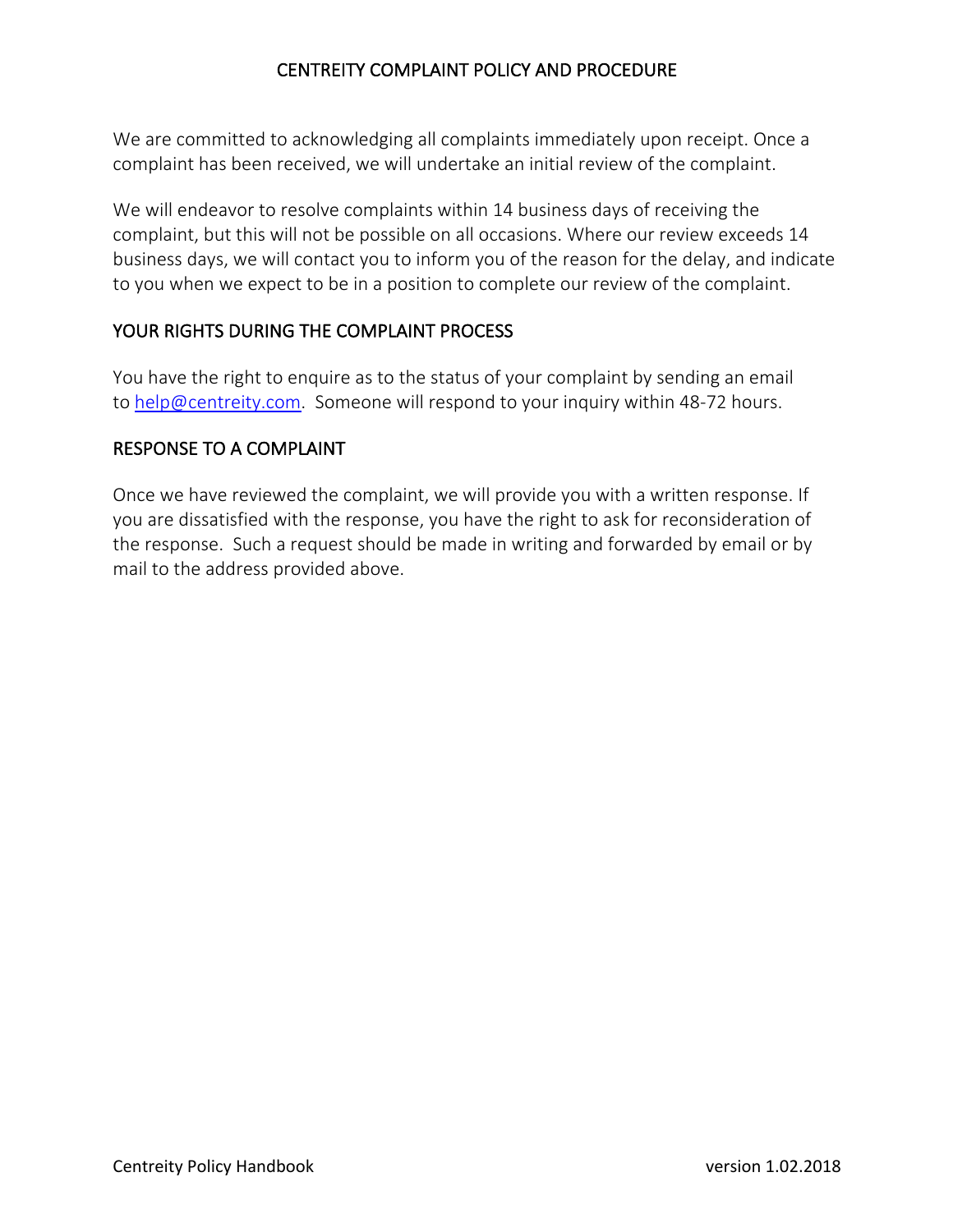## CENTREITY COMPLAINT POLICY AND PROCEDURE

We are committed to acknowledging all complaints immediately upon receipt. Once a complaint has been received, we will undertake an initial review of the complaint.

We will endeavor to resolve complaints within 14 business days of receiving the complaint, but this will not be possible on all occasions. Where our review exceeds 14 business days, we will contact you to inform you of the reason for the delay, and indicate to you when we expect to be in a position to complete our review of the complaint.

### YOUR RIGHTS DURING THE COMPLAINT PROCESS

You have the right to enquire as to the status of your complaint by sending an email to help@centreity.com. Someone will respond to your inquiry within 48-72 hours.

### RESPONSE TO A COMPLAINT

Once we have reviewed the complaint, we will provide you with a written response. If you are dissatisfied with the response, you have the right to ask for reconsideration of the response. Such a request should be made in writing and forwarded by email or by mail to the address provided above.